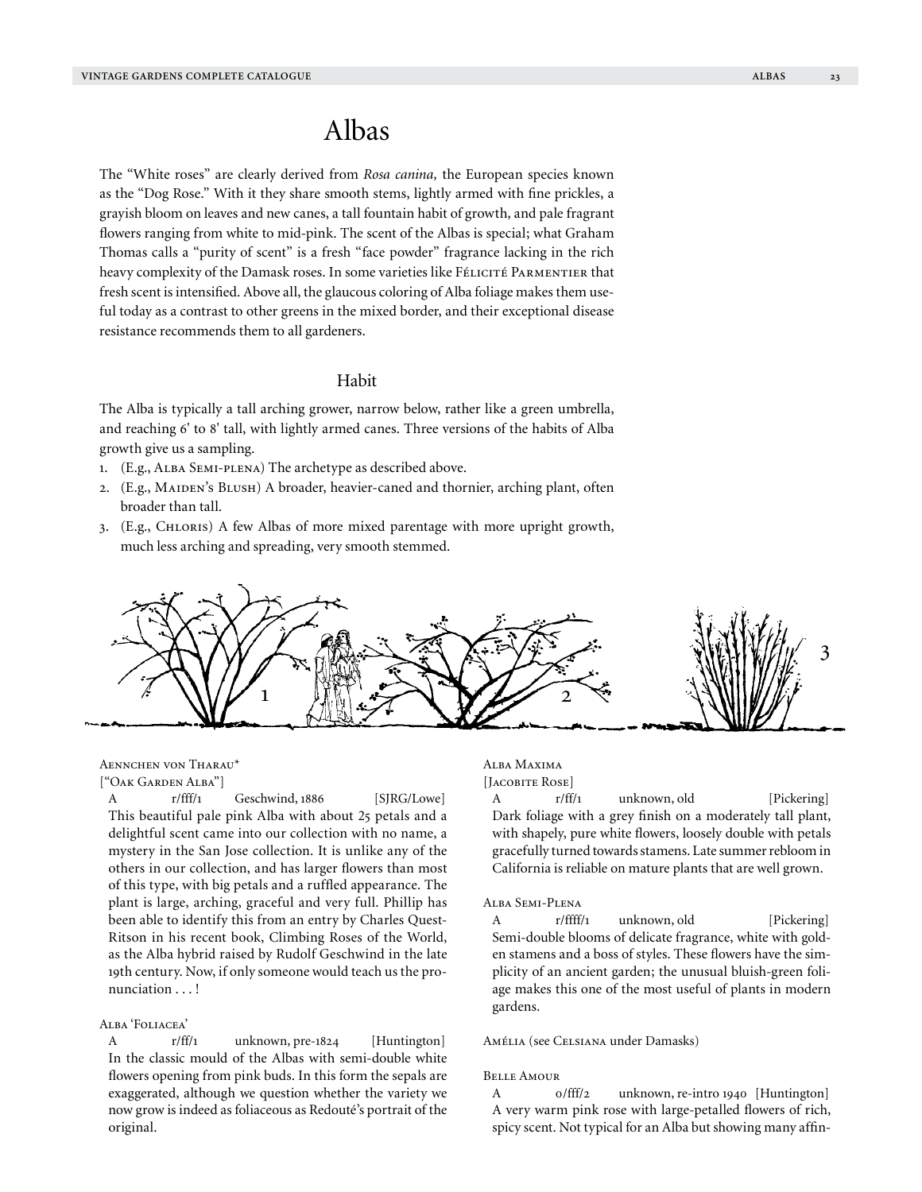# Albas

The "White roses" are clearly derived from *Rosa canina,* the European species known as the "Dog Rose." With it they share smooth stems, lightly armed with fine prickles, a grayish bloom on leaves and new canes, a tall fountain habit of growth, and pale fragrant flowers ranging from white to mid-pink. The scent of the Albas is special; what Graham Thomas calls a "purity of scent" is a fresh "face powder" fragrance lacking in the rich heavy complexity of the Damask roses. In some varieties like Félicité Parmentier that fresh scent is intensified. Above all, the glaucous coloring of Alba foliage makes them useful today as a contrast to other greens in the mixed border, and their exceptional disease resistance recommends them to all gardeners.

## Habit

The Alba is typically a tall arching grower, narrow below, rather like a green umbrella, and reaching 6' to 8' tall, with lightly armed canes. Three versions of the habits of Alba growth give us a sampling.

1. (E.g., Alba Semi-plena) The archetype as described above.
2. (E.g., Maiden's Blush) A broader, heavier-caned and thornier, arching plant, often broader than tall.
3. (E.g., Chloris) A few Albas of more mixed parentage with more upright growth, much less arching and spreading, very smooth stemmed.

1 2 3

Aennchen von Tharau*
["Oak Garden Alba"]

A r/fff/1 Geschwind, 1886 [SJRG/Lowe]
This beautiful pale pink Alba with about 25 petals and a delightful scent came into our collection with no name, a mystery in the San Jose collection. It is unlike any of the others in our collection, and has larger flowers than most of this type, with big petals and a ruffled appearance. The plant is large, arching, graceful and very full. Phillip has been able to identify this from an entry by Charles Quest-Ritson in his recent book, Climbing Roses of the World, as the Alba hybrid raised by Rudolf Geschwind in the late 19th century. Now, if only someone would teach us the pronunciation . . . !

Alba 'Foliacea'

A r/ff/1 unknown, pre-1824 [Huntington]
In the classic mould of the Albas with semi-double white flowers opening from pink buds. In this form the sepals are exaggerated, although we question whether the variety we now grow is indeed as foliaceous as Redouté's portrait of the original.

Alba Maxima
[Jacobite Rose]

A r/ff/1 unknown, old [Pickering]
Dark foliage with a grey finish on a moderately tall plant, with shapely, pure white flowers, loosely double with petals gracefully turned towards stamens. Late summer rebloom in California is reliable on mature plants that are well grown.

Alba Semi-Plena

A r/ffff/1 unknown, old [Pickering]
Semi-double blooms of delicate fragrance, white with golden stamens and a boss of styles. These flowers have the simplicity of an ancient garden; the unusual bluish-green foliage makes this one of the most useful of plants in modern gardens.

Amélia (see Celsiana under Damasks)

Belle Amour

A o/fff/2 unknown, re-intro 1940 [Huntington]
A very warm pink rose with large-petalled flowers of rich, spicy scent. Not typical for an Alba but showing many affin-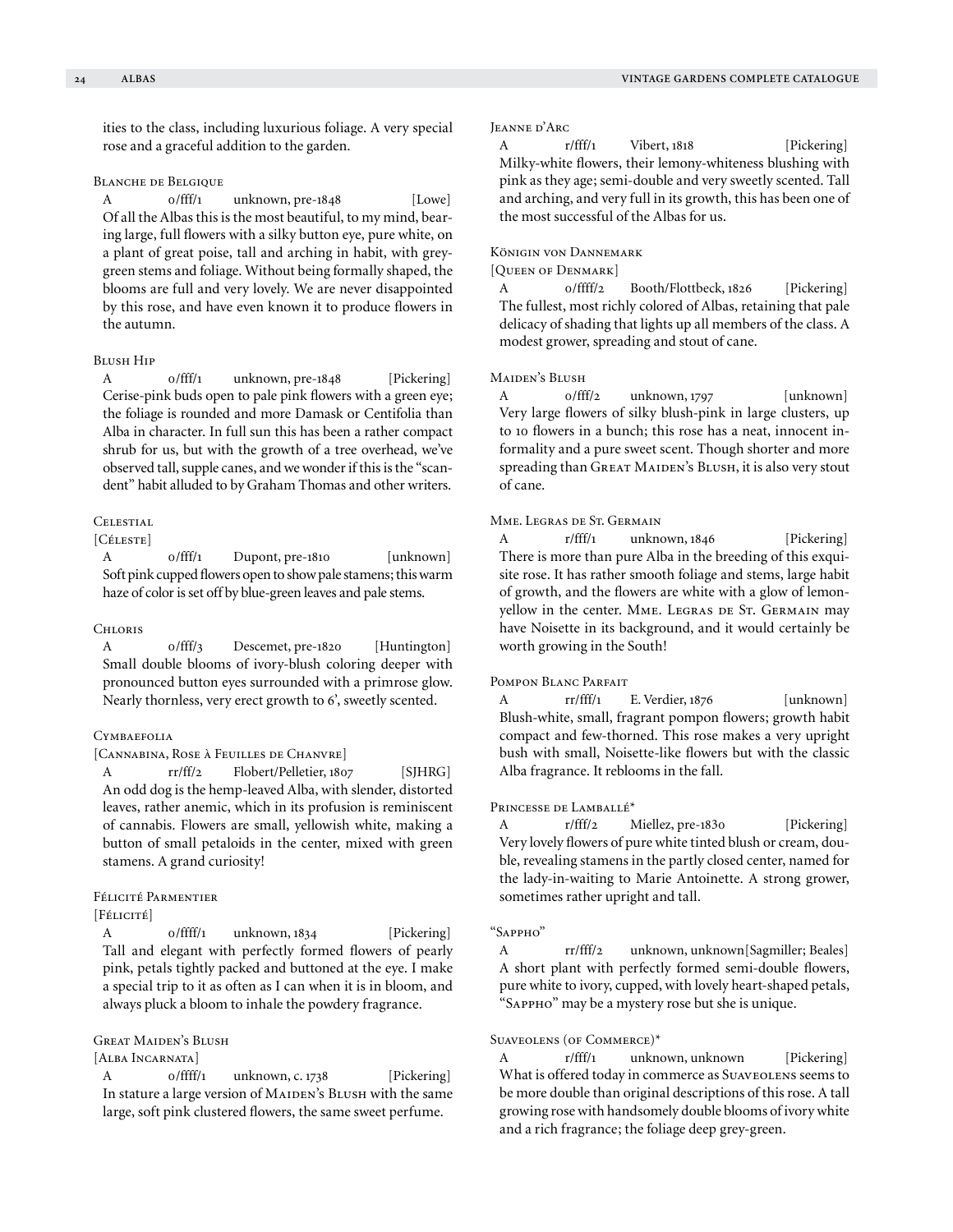ities to the class, including luxurious foliage. A very special rose and a graceful addition to the garden.

### Blanche de Belgique

A o/fff/1 unknown, pre-1848 [Lowe]

Of all the Albas this is the most beautiful, to my mind, bearing large, full flowers with a silky button eye, pure white, on a plant of great poise, tall and arching in habit, with grey-green stems and foliage. Without being formally shaped, the blooms are full and very lovely. We are never disappointed by this rose, and have even known it to produce flowers in the autumn.

### Blush Hip

A o/fff/1 unknown, pre-1848 [Pickering]

Cerise-pink buds open to pale pink flowers with a green eye; the foliage is rounded and more Damask or Centifolia than Alba in character. In full sun this has been a rather compact shrub for us, but with the growth of a tree overhead, we've observed tall, supple canes, and we wonder if this is the "scandent" habit alluded to by Graham Thomas and other writers.

### Celestial
[Céleste]

A o/fff/1 Dupont, pre-1810 [unknown]

Soft pink cupped flowers open to show pale stamens; this warm haze of color is set off by blue-green leaves and pale stems.

### Chloris

A o/fff/3 Descemet, pre-1820 [Huntington]

Small double blooms of ivory-blush coloring deeper with pronounced button eyes surrounded with a primrose glow. Nearly thornless, very erect growth to 6', sweetly scented.

### Cymbaefolia
[Cannabina, Rose à Feuilles de Chanvre]

A rr/ff/2 Flobert/Pelletier, 1807 [SJHRG]

An odd dog is the hemp-leaved Alba, with slender, distorted leaves, rather anemic, which in its profusion is reminiscent of cannabis. Flowers are small, yellowish white, making a button of small petaloids in the center, mixed with green stamens. A grand curiosity!

### Félicité Parmentier
[Félicité]

A o/ffff/1 unknown, 1834 [Pickering]

Tall and elegant with perfectly formed flowers of pearly pink, petals tightly packed and buttoned at the eye. I make a special trip to it as often as I can when it is in bloom, and always pluck a bloom to inhale the powdery fragrance.

### Great Maiden's Blush
[Alba Incarnata]

A o/ffff/1 unknown, c. 1738 [Pickering]

In stature a large version of Maiden's Blush with the same large, soft pink clustered flowers, the same sweet perfume.

### Jeanne d'Arc

A r/fff/1 Vibert, 1818 [Pickering]

Milky-white flowers, their lemony-whiteness blushing with pink as they age; semi-double and very sweetly scented. Tall and arching, and very full in its growth, this has been one of the most successful of the Albas for us.

### Königin von Dannemark
[Queen of Denmark]

A o/ffff/2 Booth/Flottbeck, 1826 [Pickering]

The fullest, most richly colored of Albas, retaining that pale delicacy of shading that lights up all members of the class. A modest grower, spreading and stout of cane.

### Maiden's Blush

A o/fff/2 unknown, 1797 [unknown]

Very large flowers of silky blush-pink in large clusters, up to 10 flowers in a bunch; this rose has a neat, innocent informality and a pure sweet scent. Though shorter and more spreading than Great Maiden's Blush, it is also very stout of cane.

### Mme. Legras de St. Germain

A r/fff/1 unknown, 1846 [Pickering]

There is more than pure Alba in the breeding of this exquisite rose. It has rather smooth foliage and stems, large habit of growth, and the flowers are white with a glow of lemon-yellow in the center. Mme. Legras de St. Germain may have Noisette in its background, and it would certainly be worth growing in the South!

### Pompon Blanc Parfait

A rr/fff/1 E. Verdier, 1876 [unknown]

Blush-white, small, fragrant pompon flowers; growth habit compact and few-thorned. This rose makes a very upright bush with small, Noisette-like flowers but with the classic Alba fragrance. It reblooms in the fall.

### Princesse de Lamballé*

A r/fff/2 Miellez, pre-1830 [Pickering]

Very lovely flowers of pure white tinted blush or cream, double, revealing stamens in the partly closed center, named for the lady-in-waiting to Marie Antoinette. A strong grower, sometimes rather upright and tall.

### "Sappho"

A rr/fff/2 unknown, unknown[Sagmiller; Beales]

A short plant with perfectly formed semi-double flowers, pure white to ivory, cupped, with lovely heart-shaped petals, "Sappho" may be a mystery rose but she is unique.

### Suaveolens (of Commerce)*

A r/fff/1 unknown, unknown [Pickering]

What is offered today in commerce as Suaveolens seems to be more double than original descriptions of this rose. A tall growing rose with handsomely double blooms of ivory white and a rich fragrance; the foliage deep grey-green.